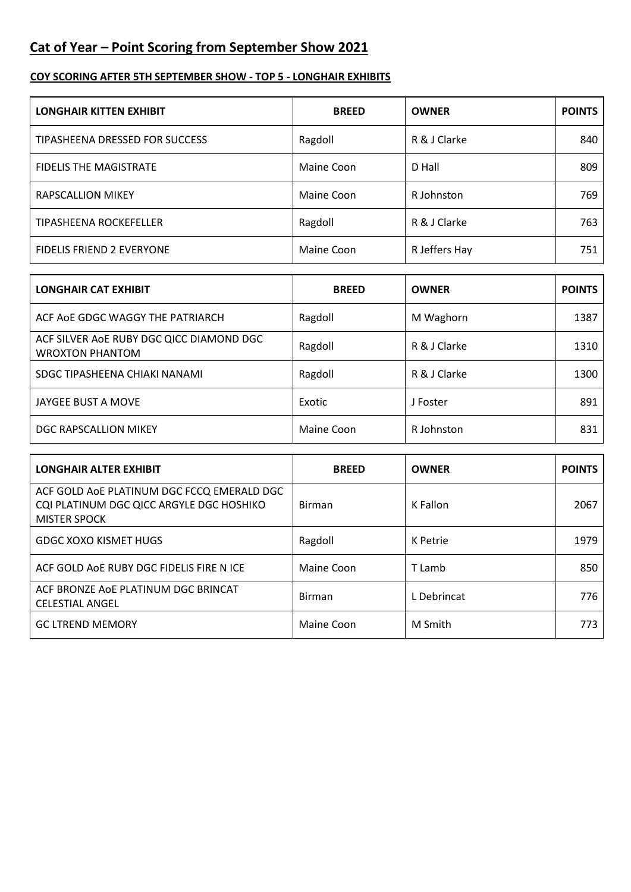# Cat of Year – Point Scoring from September Show 2021

**COY SCORING AFTER 5TH SEPTEMBER SHOW - TOP 5 - LONGHAIR EXHIBITS**

| LONGHAIR KITTEN EXHIBIT | BREED | OWNER | POINTS |
|---|---|---|---|
| TIPASHEENA DRESSED FOR SUCCESS | Ragdoll | R & J Clarke | 840 |
| FIDELIS THE MAGISTRATE | Maine Coon | D Hall | 809 |
| RAPSCALLION MIKEY | Maine Coon | R Johnston | 769 |
| TIPASHEENA ROCKEFELLER | Ragdoll | R & J Clarke | 763 |
| FIDELIS FRIEND 2 EVERYONE | Maine Coon | R Jeffers Hay | 751 |

| LONGHAIR CAT EXHIBIT | BREED | OWNER | POINTS |
|---|---|---|---|
| ACF AoE GDGC WAGGY THE PATRIARCH | Ragdoll | M Waghorn | 1387 |
| ACF SILVER AoE RUBY DGC QICC DIAMOND DGC WROXTON PHANTOM | Ragdoll | R & J Clarke | 1310 |
| SDGC TIPASHEENA CHIAKI NANAMI | Ragdoll | R & J Clarke | 1300 |
| JAYGEE BUST A MOVE | Exotic | J Foster | 891 |
| DGC RAPSCALLION MIKEY | Maine Coon | R Johnston | 831 |

| LONGHAIR ALTER EXHIBIT | BREED | OWNER | POINTS |
|---|---|---|---|
| ACF GOLD AoE PLATINUM DGC FCCQ EMERALD DGC CQI PLATINUM DGC QICC ARGYLE DGC HOSHIKO MISTER SPOCK | Birman | K Fallon | 2067 |
| GDGC XOXO KISMET HUGS | Ragdoll | K Petrie | 1979 |
| ACF GOLD AoE RUBY DGC FIDELIS FIRE N ICE | Maine Coon | T Lamb | 850 |
| ACF BRONZE AoE PLATINUM DGC BRINCAT CELESTIAL ANGEL | Birman | L Debrincat | 776 |
| GC LTREND MEMORY | Maine Coon | M Smith | 773 |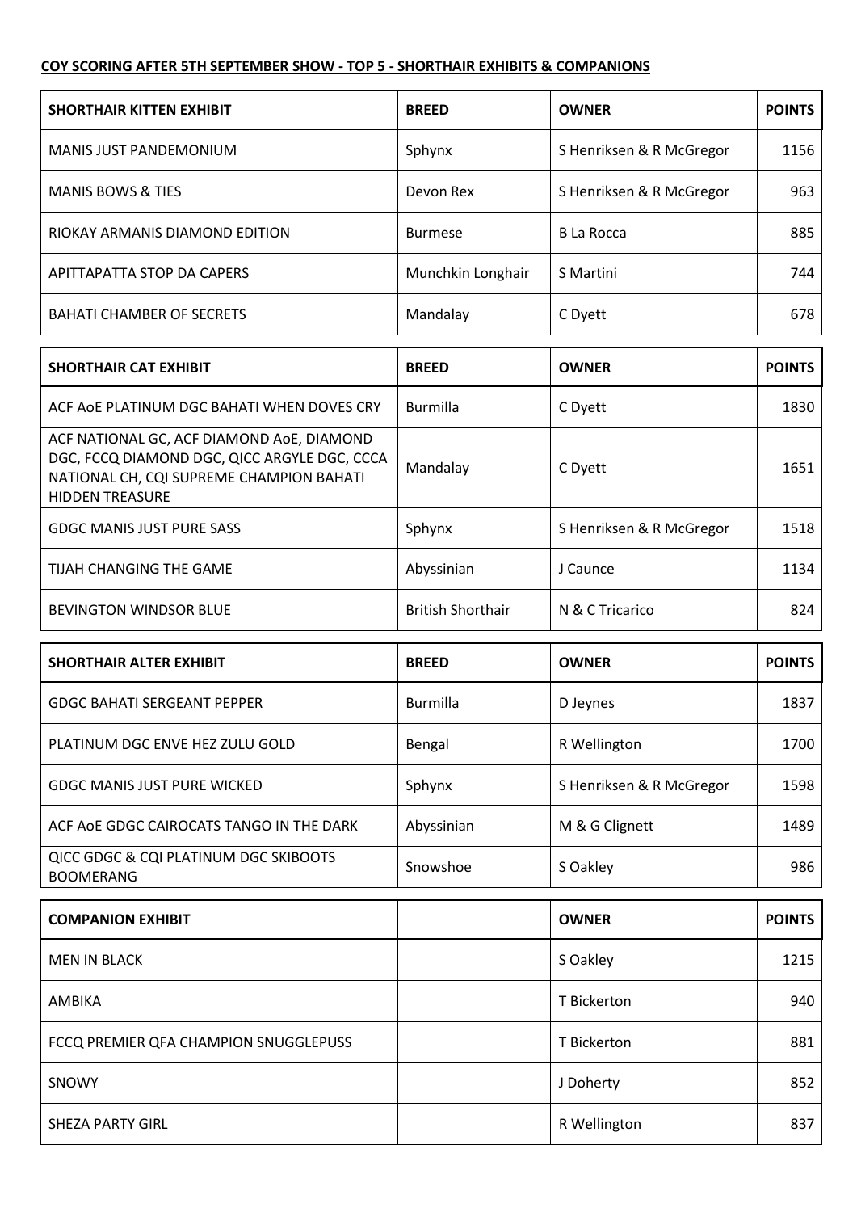**COY SCORING AFTER 5TH SEPTEMBER SHOW - TOP 5 - SHORTHAIR EXHIBITS & COMPANIONS**

| SHORTHAIR KITTEN EXHIBIT | BREED | OWNER | POINTS |
|---|---|---|---|
| MANIS JUST PANDEMONIUM | Sphynx | S Henriksen & R McGregor | 1156 |
| MANIS BOWS & TIES | Devon Rex | S Henriksen & R McGregor | 963 |
| RIOKAY ARMANIS DIAMOND EDITION | Burmese | B La Rocca | 885 |
| APITTAPATTA STOP DA CAPERS | Munchkin Longhair | S Martini | 744 |
| BAHATI CHAMBER OF SECRETS | Mandalay | C Dyett | 678 |

| SHORTHAIR CAT EXHIBIT | BREED | OWNER | POINTS |
|---|---|---|---|
| ACF AoE PLATINUM DGC BAHATI WHEN DOVES CRY | Burmilla | C Dyett | 1830 |
| ACF NATIONAL GC, ACF DIAMOND AoE, DIAMOND DGC, FCCQ DIAMOND DGC, QICC ARGYLE DGC, CCCA NATIONAL CH, CQI SUPREME CHAMPION BAHATI HIDDEN TREASURE | Mandalay | C Dyett | 1651 |
| GDGC MANIS JUST PURE SASS | Sphynx | S Henriksen & R McGregor | 1518 |
| TIJAH CHANGING THE GAME | Abyssinian | J Caunce | 1134 |
| BEVINGTON WINDSOR BLUE | British Shorthair | N & C Tricarico | 824 |

| SHORTHAIR ALTER EXHIBIT | BREED | OWNER | POINTS |
|---|---|---|---|
| GDGC BAHATI SERGEANT PEPPER | Burmilla | D Jeynes | 1837 |
| PLATINUM DGC ENVE HEZ ZULU GOLD | Bengal | R Wellington | 1700 |
| GDGC MANIS JUST PURE WICKED | Sphynx | S Henriksen & R McGregor | 1598 |
| ACF AoE GDGC CAIROCATS TANGO IN THE DARK | Abyssinian | M & G Clignett | 1489 |
| QICC GDGC & CQI PLATINUM DGC SKIBOOTS BOOMERANG | Snowshoe | S Oakley | 986 |

| COMPANION EXHIBIT | | OWNER | POINTS |
|---|---|---|---|
| MEN IN BLACK | | S Oakley | 1215 |
| AMBIKA | | T Bickerton | 940 |
| FCCQ PREMIER QFA CHAMPION SNUGGLEPUSS | | T Bickerton | 881 |
| SNOWY | | J Doherty | 852 |
| SHEZA PARTY GIRL | | R Wellington | 837 |